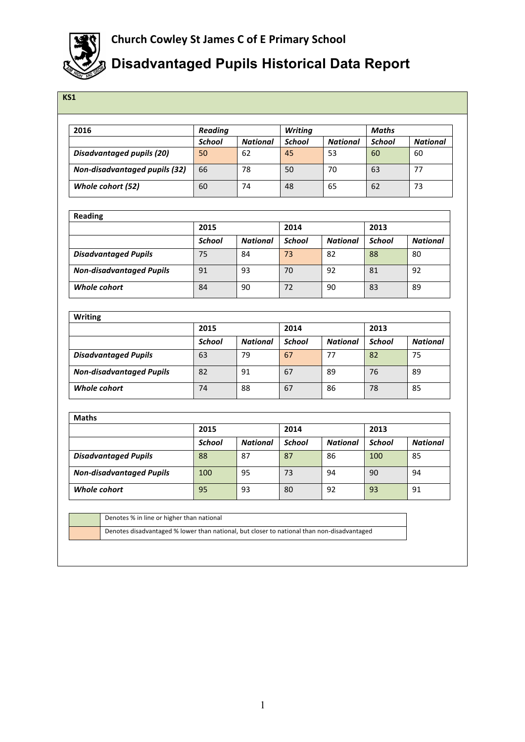# Church Cowley St James C of E Primary School

# Disadvantaged Pupils Historical Data Report

## KS1

| 2016 | Reading | | Writing | | Maths | |
|---|---|---|---|---|---|---|
| | *School* | *National* | *School* | *National* | *School* | *National* |
| ***Disadvantaged pupils (20)*** | 50 | 62 | 45 | 53 | 60 | 60 |
| ***Non-disadvantaged pupils (32)*** | 66 | 78 | 50 | 70 | 63 | 77 |
| ***Whole cohort (52)*** | 60 | 74 | 48 | 65 | 62 | 73 |

| Reading | 2015 | | 2014 | | 2013 | |
|---|---|---|---|---|---|---|
| | *School* | *National* | *School* | *National* | *School* | *National* |
| ***Disadvantaged Pupils*** | 75 | 84 | 73 | 82 | 88 | 80 |
| ***Non-disadvantaged Pupils*** | 91 | 93 | 70 | 92 | 81 | 92 |
| ***Whole cohort*** | 84 | 90 | 72 | 90 | 83 | 89 |

| Writing | 2015 | | 2014 | | 2013 | |
|---|---|---|---|---|---|---|
| | *School* | *National* | *School* | *National* | *School* | *National* |
| ***Disadvantaged Pupils*** | 63 | 79 | 67 | 77 | 82 | 75 |
| ***Non-disadvantaged Pupils*** | 82 | 91 | 67 | 89 | 76 | 89 |
| ***Whole cohort*** | 74 | 88 | 67 | 86 | 78 | 85 |

| Maths | 2015 | | 2014 | | 2013 | |
|---|---|---|---|---|---|---|
| | *School* | *National* | *School* | *National* | *School* | *National* |
| ***Disadvantaged Pupils*** | 88 | 87 | 87 | 86 | 100 | 85 |
| ***Non-disadvantaged Pupils*** | 100 | 95 | 73 | 94 | 90 | 94 |
| ***Whole cohort*** | 95 | 93 | 80 | 92 | 93 | 91 |

| Key | |
|---|---|
| (green) | Denotes % in line or higher than national |
| (orange) | Denotes disadvantaged % lower than national, but closer to national than non-disadvantaged |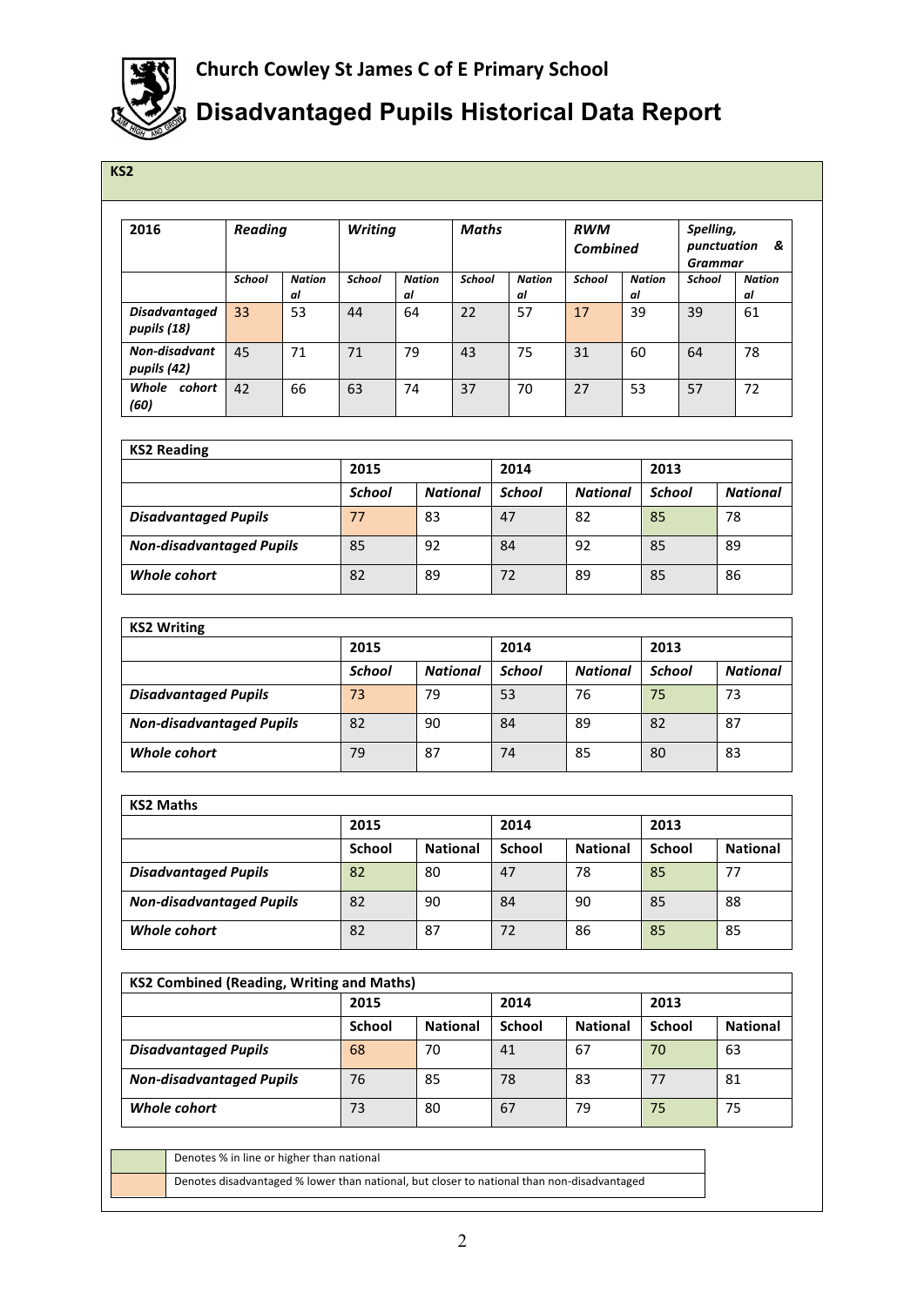# Church Cowley St James C of E Primary School

# Disadvantaged Pupils Historical Data Report

## KS2

| 2016 | *Reading* | | *Writing* | | *Maths* | | *RWM Combined* | | *Spelling, punctuation & Grammar* | |
|---|---|---|---|---|---|---|---|---|---|---|
| | *School* | *National* | *School* | *National* | *School* | *National* | *School* | *National* | *School* | *National* |
| *Disadvantaged pupils (18)* | 33 | 53 | 44 | 64 | 22 | 57 | 17 | 39 | 39 | 61 |
| *Non-disadvantaged pupils (42)* | 45 | 71 | 71 | 79 | 43 | 75 | 31 | 60 | 64 | 78 |
| *Whole cohort (60)* | 42 | 66 | 63 | 74 | 37 | 70 | 27 | 53 | 57 | 72 |

| **KS2 Reading** | | | | | | |
|---|---|---|---|---|---|---|
| | **2015** | | **2014** | | **2013** | |
| | ***School*** | ***National*** | ***School*** | ***National*** | ***School*** | ***National*** |
| ***Disadvantaged Pupils*** | 77 | 83 | 47 | 82 | 85 | 78 |
| ***Non-disadvantaged Pupils*** | 85 | 92 | 84 | 92 | 85 | 89 |
| ***Whole cohort*** | 82 | 89 | 72 | 89 | 85 | 86 |

| **KS2 Writing** | | | | | | |
|---|---|---|---|---|---|---|
| | **2015** | | **2014** | | **2013** | |
| | ***School*** | ***National*** | ***School*** | ***National*** | ***School*** | ***National*** |
| ***Disadvantaged Pupils*** | 73 | 79 | 53 | 76 | 75 | 73 |
| ***Non-disadvantaged Pupils*** | 82 | 90 | 84 | 89 | 82 | 87 |
| ***Whole cohort*** | 79 | 87 | 74 | 85 | 80 | 83 |

| **KS2 Maths** | | | | | | |
|---|---|---|---|---|---|---|
| | **2015** | | **2014** | | **2013** | |
| | **School** | **National** | **School** | **National** | **School** | **National** |
| ***Disadvantaged Pupils*** | 82 | 80 | 47 | 78 | 85 | 77 |
| ***Non-disadvantaged Pupils*** | 82 | 90 | 84 | 90 | 85 | 88 |
| ***Whole cohort*** | 82 | 87 | 72 | 86 | 85 | 85 |

| **KS2 Combined (Reading, Writing and Maths)** | | | | | | |
|---|---|---|---|---|---|---|
| | **2015** | | **2014** | | **2013** | |
| | **School** | **National** | **School** | **National** | **School** | **National** |
| ***Disadvantaged Pupils*** | 68 | 70 | 41 | 67 | 70 | 63 |
| ***Non-disadvantaged Pupils*** | 76 | 85 | 78 | 83 | 77 | 81 |
| ***Whole cohort*** | 73 | 80 | 67 | 79 | 75 | 75 |

| Key | |
|---|---|
| (green) | Denotes % in line or higher than national |
| (orange) | Denotes disadvantaged % lower than national, but closer to national than non-disadvantaged |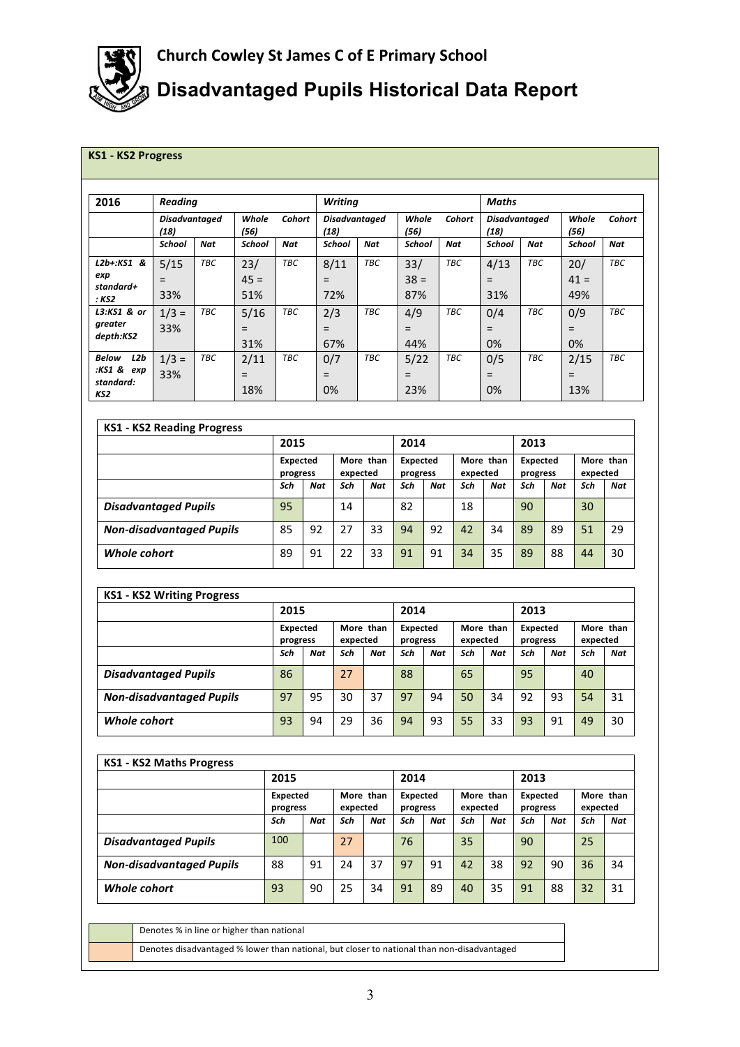# Church Cowley St James C of E Primary School

# Disadvantaged Pupils Historical Data Report

## KS1 - KS2 Progress

| 2016 | Reading | | | | Writing | | | | Maths | | | |
|---|---|---|---|---|---|---|---|---|---|---|---|---|
| | Disadvantaged (18) | | Whole Cohort (56) | | Disadvantaged (18) | | Whole Cohort (56) | | Disadvantaged (18) | | Whole Cohort (56) | |
| | School | Nat | School | Nat | School | Nat | School | Nat | School | Nat | School | Nat |
| L2b+:KS1 & exp standard+ : KS2 | 5/15 = 33% | TBC | 23/45 = 51% | TBC | 8/11 = 72% | TBC | 33/38 = 87% | TBC | 4/13 = 31% | TBC | 20/41 = 49% | TBC |
| L3:KS1 & or greater depth:KS2 | 1/3 = 33% | TBC | 5/16 = 31% | TBC | 2/3 = 67% | TBC | 4/9 = 44% | TBC | 0/4 = 0% | TBC | 0/9 = 0% | TBC |
| Below L2b :KS1 & exp standard: KS2 | 1/3 = 33% | TBC | 2/11 = 18% | TBC | 0/7 = 0% | TBC | 5/22 = 23% | TBC | 0/5 = 0% | TBC | 2/15 = 13% | TBC |

| KS1 - KS2 Reading Progress | 2015 | | | | 2014 | | | | 2013 | | | |
|---|---|---|---|---|---|---|---|---|---|---|---|---|
| | Expected progress | | More than expected | | Expected progress | | More than expected | | Expected progress | | More than expected | |
| | Sch | Nat | Sch | Nat | Sch | Nat | Sch | Nat | Sch | Nat | Sch | Nat |
| **Disadvantaged Pupils** | 95 | | 14 | | 82 | | 18 | | 90 | | 30 | |
| **Non-disadvantaged Pupils** | 85 | 92 | 27 | 33 | 94 | 92 | 42 | 34 | 89 | 89 | 51 | 29 |
| **Whole cohort** | 89 | 91 | 22 | 33 | 91 | 91 | 34 | 35 | 89 | 88 | 44 | 30 |

| KS1 - KS2 Writing Progress | 2015 | | | | 2014 | | | | 2013 | | | |
|---|---|---|---|---|---|---|---|---|---|---|---|---|
| | Expected progress | | More than expected | | Expected progress | | More than expected | | Expected progress | | More than expected | |
| | Sch | Nat | Sch | Nat | Sch | Nat | Sch | Nat | Sch | Nat | Sch | Nat |
| **Disadvantaged Pupils** | 86 | | 27 | | 88 | | 65 | | 95 | | 40 | |
| **Non-disadvantaged Pupils** | 97 | 95 | 30 | 37 | 97 | 94 | 50 | 34 | 92 | 93 | 54 | 31 |
| **Whole cohort** | 93 | 94 | 29 | 36 | 94 | 93 | 55 | 33 | 93 | 91 | 49 | 30 |

| KS1 - KS2 Maths Progress | 2015 | | | | 2014 | | | | 2013 | | | |
|---|---|---|---|---|---|---|---|---|---|---|---|---|
| | Expected progress | | More than expected | | Expected progress | | More than expected | | Expected progress | | More than expected | |
| | Sch | Nat | Sch | Nat | Sch | Nat | Sch | Nat | Sch | Nat | Sch | Nat |
| **Disadvantaged Pupils** | 100 | | 27 | | 76 | | 35 | | 90 | | 25 | |
| **Non-disadvantaged Pupils** | 88 | 91 | 24 | 37 | 97 | 91 | 42 | 38 | 92 | 90 | 36 | 34 |
| **Whole cohort** | 93 | 90 | 25 | 34 | 91 | 89 | 40 | 35 | 91 | 88 | 32 | 31 |

| Key | |
|---|---|
| (green) | Denotes % in line or higher than national |
| (orange) | Denotes disadvantaged % lower than national, but closer to national than non-disadvantaged |